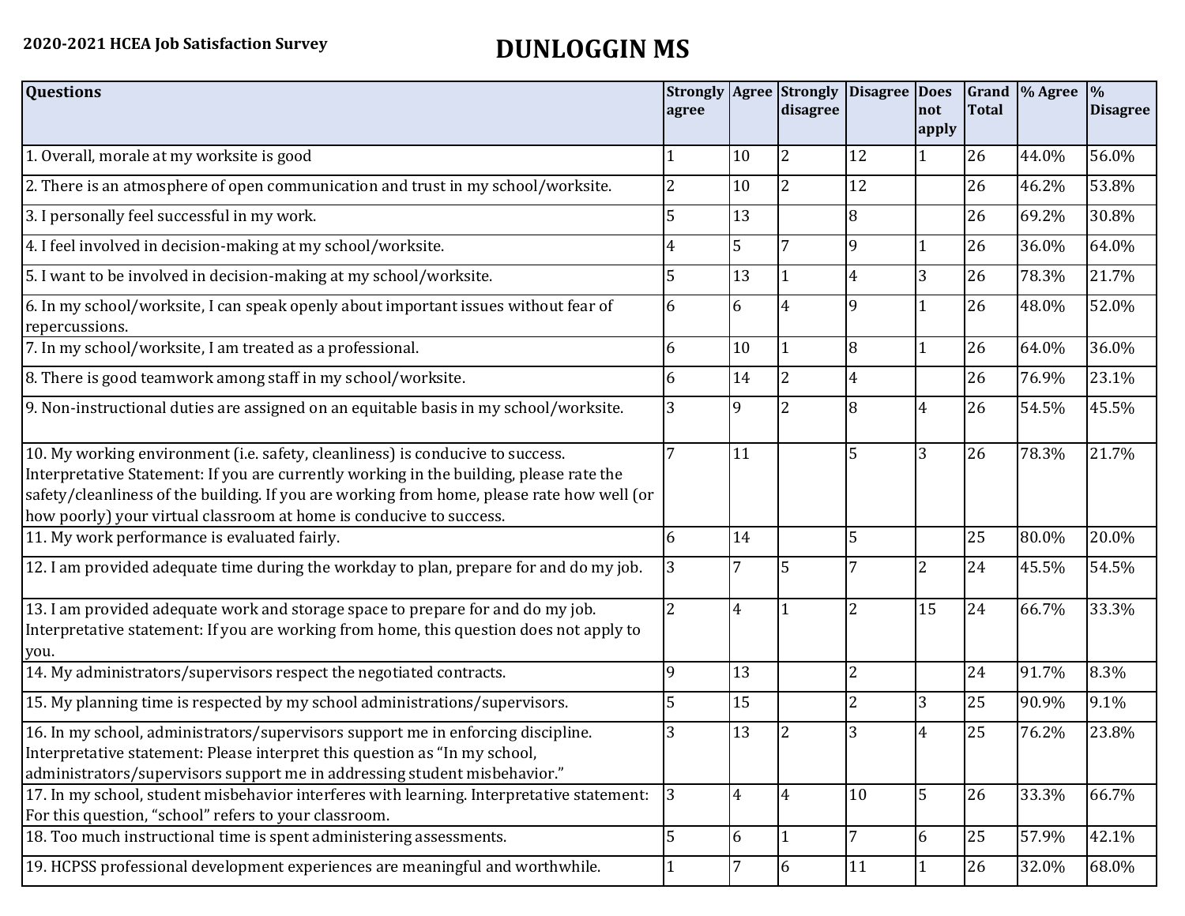2020-2021 HCEA Job Satisfaction Survey

# DUNLOGGIN MS

| Questions | Strongly agree | Agree | Strongly disagree | Disagree | Does not apply | Grand Total | % Agree | % Disagree |
|---|---|---|---|---|---|---|---|---|
| 1. Overall, morale at my worksite is good | 1 | 10 | 2 | 12 | 1 | 26 | 44.0% | 56.0% |
| 2. There is an atmosphere of open communication and trust in my school/worksite. | 2 | 10 | 2 | 12 | | 26 | 46.2% | 53.8% |
| 3. I personally feel successful in my work. | 5 | 13 | | 8 | | 26 | 69.2% | 30.8% |
| 4. I feel involved in decision-making at my school/worksite. | 4 | 5 | 7 | 9 | 1 | 26 | 36.0% | 64.0% |
| 5. I want to be involved in decision-making at my school/worksite. | 5 | 13 | 1 | 4 | 3 | 26 | 78.3% | 21.7% |
| 6. In my school/worksite, I can speak openly about important issues without fear of repercussions. | 6 | 6 | 4 | 9 | 1 | 26 | 48.0% | 52.0% |
| 7. In my school/worksite, I am treated as a professional. | 6 | 10 | 1 | 8 | 1 | 26 | 64.0% | 36.0% |
| 8. There is good teamwork among staff in my school/worksite. | 6 | 14 | 2 | 4 | | 26 | 76.9% | 23.1% |
| 9. Non-instructional duties are assigned on an equitable basis in my school/worksite. | 3 | 9 | 2 | 8 | 4 | 26 | 54.5% | 45.5% |
| 10. My working environment (i.e. safety, cleanliness) is conducive to success. Interpretative Statement: If you are currently working in the building, please rate the safety/cleanliness of the building. If you are working from home, please rate how well (or how poorly) your virtual classroom at home is conducive to success. | 7 | 11 | | 5 | 3 | 26 | 78.3% | 21.7% |
| 11. My work performance is evaluated fairly. | 6 | 14 | | 5 | | 25 | 80.0% | 20.0% |
| 12. I am provided adequate time during the workday to plan, prepare for and do my job. | 3 | 7 | 5 | 7 | 2 | 24 | 45.5% | 54.5% |
| 13. I am provided adequate work and storage space to prepare for and do my job. Interpretative statement: If you are working from home, this question does not apply to you. | 2 | 4 | 1 | 2 | 15 | 24 | 66.7% | 33.3% |
| 14. My administrators/supervisors respect the negotiated contracts. | 9 | 13 | | 2 | | 24 | 91.7% | 8.3% |
| 15. My planning time is respected by my school administrations/supervisors. | 5 | 15 | | 2 | 3 | 25 | 90.9% | 9.1% |
| 16. In my school, administrators/supervisors support me in enforcing discipline. Interpretative statement: Please interpret this question as "In my school, administrators/supervisors support me in addressing student misbehavior." | 3 | 13 | 2 | 3 | 4 | 25 | 76.2% | 23.8% |
| 17. In my school, student misbehavior interferes with learning. Interpretative statement: For this question, "school" refers to your classroom. | 3 | 4 | 4 | 10 | 5 | 26 | 33.3% | 66.7% |
| 18. Too much instructional time is spent administering assessments. | 5 | 6 | 1 | 7 | 6 | 25 | 57.9% | 42.1% |
| 19. HCPSS professional development experiences are meaningful and worthwhile. | 1 | 7 | 6 | 11 | 1 | 26 | 32.0% | 68.0% |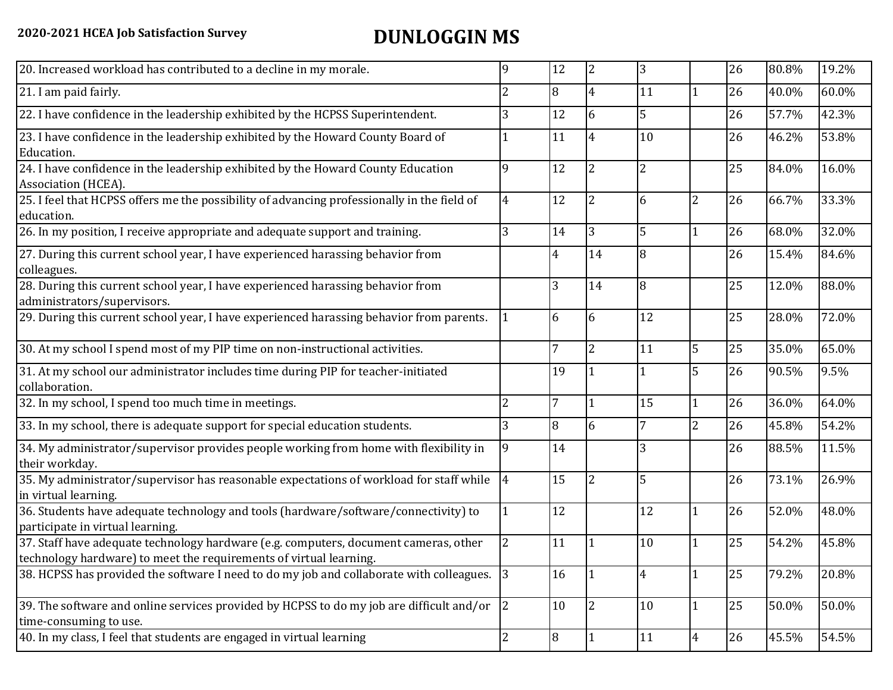2020-2021 HCEA Job Satisfaction Survey

# DUNLOGGIN MS

| | | | | | | | | |
|---|---|---|---|---|---|---|---|---|
| 20. Increased workload has contributed to a decline in my morale. | 9 | 12 | 2 | 3 | | 26 | 80.8% | 19.2% |
| 21. I am paid fairly. | 2 | 8 | 4 | 11 | 1 | 26 | 40.0% | 60.0% |
| 22. I have confidence in the leadership exhibited by the HCPSS Superintendent. | 3 | 12 | 6 | 5 | | 26 | 57.7% | 42.3% |
| 23. I have confidence in the leadership exhibited by the Howard County Board of Education. | 1 | 11 | 4 | 10 | | 26 | 46.2% | 53.8% |
| 24. I have confidence in the leadership exhibited by the Howard County Education Association (HCEA). | 9 | 12 | 2 | 2 | | 25 | 84.0% | 16.0% |
| 25. I feel that HCPSS offers me the possibility of advancing professionally in the field of education. | 4 | 12 | 2 | 6 | 2 | 26 | 66.7% | 33.3% |
| 26. In my position, I receive appropriate and adequate support and training. | 3 | 14 | 3 | 5 | 1 | 26 | 68.0% | 32.0% |
| 27. During this current school year, I have experienced harassing behavior from colleagues. | | 4 | 14 | 8 | | 26 | 15.4% | 84.6% |
| 28. During this current school year, I have experienced harassing behavior from administrators/supervisors. | | 3 | 14 | 8 | | 25 | 12.0% | 88.0% |
| 29. During this current school year, I have experienced harassing behavior from parents. | 1 | 6 | 6 | 12 | | 25 | 28.0% | 72.0% |
| 30. At my school I spend most of my PIP time on non-instructional activities. | | 7 | 2 | 11 | 5 | 25 | 35.0% | 65.0% |
| 31. At my school our administrator includes time during PIP for teacher-initiated collaboration. | | 19 | 1 | 1 | 5 | 26 | 90.5% | 9.5% |
| 32. In my school, I spend too much time in meetings. | 2 | 7 | 1 | 15 | 1 | 26 | 36.0% | 64.0% |
| 33. In my school, there is adequate support for special education students. | 3 | 8 | 6 | 7 | 2 | 26 | 45.8% | 54.2% |
| 34. My administrator/supervisor provides people working from home with flexibility in their workday. | 9 | 14 | | 3 | | 26 | 88.5% | 11.5% |
| 35. My administrator/supervisor has reasonable expectations of workload for staff while in virtual learning. | 4 | 15 | 2 | 5 | | 26 | 73.1% | 26.9% |
| 36. Students have adequate technology and tools (hardware/software/connectivity) to participate in virtual learning. | 1 | 12 | | 12 | 1 | 26 | 52.0% | 48.0% |
| 37. Staff have adequate technology hardware (e.g. computers, document cameras, other technology hardware) to meet the requirements of virtual learning. | 2 | 11 | 1 | 10 | 1 | 25 | 54.2% | 45.8% |
| 38. HCPSS has provided the software I need to do my job and collaborate with colleagues. | 3 | 16 | 1 | 4 | 1 | 25 | 79.2% | 20.8% |
| 39. The software and online services provided by HCPSS to do my job are difficult and/or time-consuming to use. | 2 | 10 | 2 | 10 | 1 | 25 | 50.0% | 50.0% |
| 40. In my class, I feel that students are engaged in virtual learning | 2 | 8 | 1 | 11 | 4 | 26 | 45.5% | 54.5% |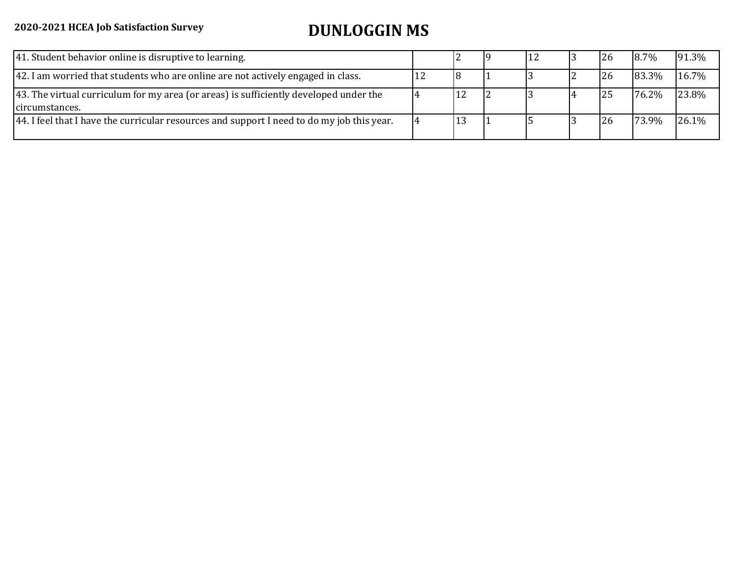2020-2021 HCEA Job Satisfaction Survey

# DUNLOGGIN MS

| | | | | | | | | |
|---|---|---|---|---|---|---|---|---|
| 41. Student behavior online is disruptive to learning. | | 2 | 9 | 12 | 3 | 26 | 8.7% | 91.3% |
| 42. I am worried that students who are online are not actively engaged in class. | 12 | 8 | 1 | 3 | 2 | 26 | 83.3% | 16.7% |
| 43. The virtual curriculum for my area (or areas) is sufficiently developed under the circumstances. | 4 | 12 | 2 | 3 | 4 | 25 | 76.2% | 23.8% |
| 44. I feel that I have the curricular resources and support I need to do my job this year. | 4 | 13 | 1 | 5 | 3 | 26 | 73.9% | 26.1% |